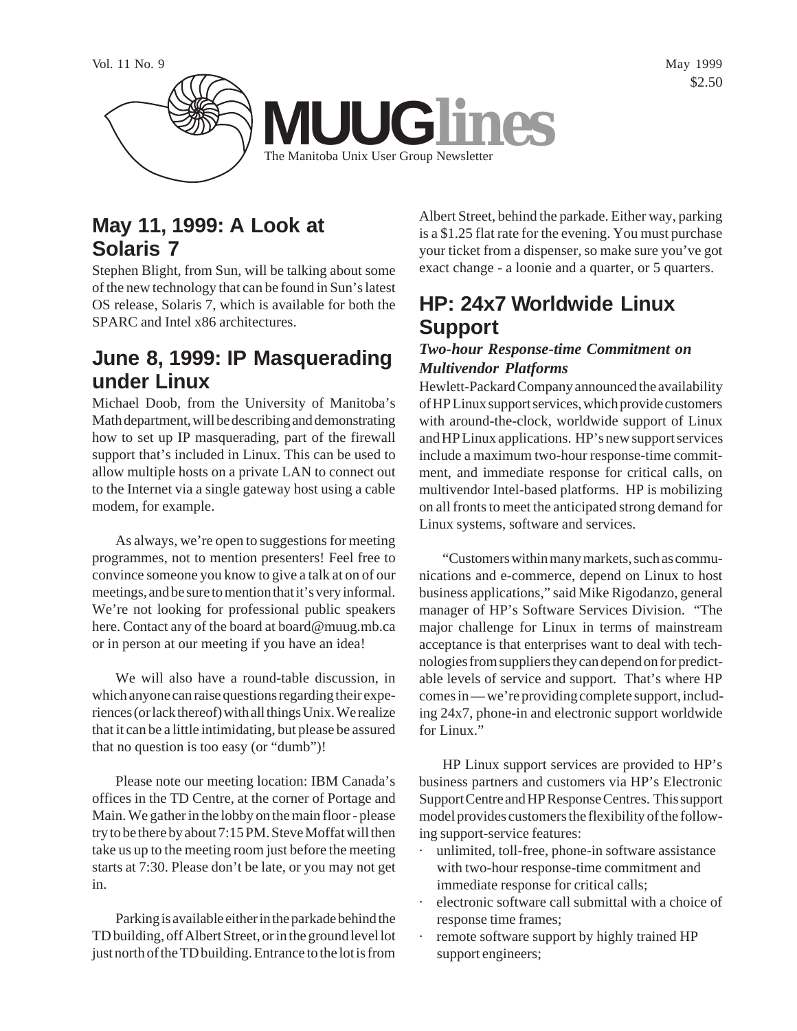Vol. 11 No. 9

May 1999

$2.50

# MUUGlines

The Manitoba Unix User Group Newsletter

## May 11, 1999: A Look at Solaris 7

Stephen Blight, from Sun, will be talking about some of the new technology that can be found in Sun's latest OS release, Solaris 7, which is available for both the SPARC and Intel x86 architectures.

## June 8, 1999: IP Masquerading under Linux

Michael Doob, from the University of Manitoba's Math department, will be describing and demonstrating how to set up IP masquerading, part of the firewall support that's included in Linux. This can be used to allow multiple hosts on a private LAN to connect out to the Internet via a single gateway host using a cable modem, for example.

As always, we're open to suggestions for meeting programmes, not to mention presenters! Feel free to convince someone you know to give a talk at on of our meetings, and be sure to mention that it's very informal. We're not looking for professional public speakers here. Contact any of the board at board@muug.mb.ca or in person at our meeting if you have an idea!

We will also have a round-table discussion, in which anyone can raise questions regarding their experiences (or lack thereof) with all things Unix. We realize that it can be a little intimidating, but please be assured that no question is too easy (or "dumb")!

Please note our meeting location: IBM Canada's offices in the TD Centre, at the corner of Portage and Main. We gather in the lobby on the main floor - please try to be there by about 7:15 PM. Steve Moffat will then take us up to the meeting room just before the meeting starts at 7:30. Please don't be late, or you may not get in.

Parking is available either in the parkade behind the TD building, off Albert Street, or in the ground level lot just north of the TD building. Entrance to the lot is from Albert Street, behind the parkade. Either way, parking is a $1.25 flat rate for the evening. You must purchase your ticket from a dispenser, so make sure you've got exact change - a loonie and a quarter, or 5 quarters.

## HP: 24x7 Worldwide Linux Support

### *Two-hour Response-time Commitment on Multivendor Platforms*

Hewlett-Packard Company announced the availability of HP Linux support services, which provide customers with around-the-clock, worldwide support of Linux and HP Linux applications. HP's new support services include a maximum two-hour response-time commitment, and immediate response for critical calls, on multivendor Intel-based platforms. HP is mobilizing on all fronts to meet the anticipated strong demand for Linux systems, software and services.

"Customers within many markets, such as communications and e-commerce, depend on Linux to host business applications," said Mike Rigodanzo, general manager of HP's Software Services Division. "The major challenge for Linux in terms of mainstream acceptance is that enterprises want to deal with technologies from suppliers they can depend on for predictable levels of service and support. That's where HP comes in — we're providing complete support, including 24x7, phone-in and electronic support worldwide for Linux."

HP Linux support services are provided to HP's business partners and customers via HP's Electronic Support Centre and HP Response Centres. This support model provides customers the flexibility of the following support-service features:

- unlimited, toll-free, phone-in software assistance with two-hour response-time commitment and immediate response for critical calls;
- electronic software call submittal with a choice of response time frames;
- remote software support by highly trained HP support engineers;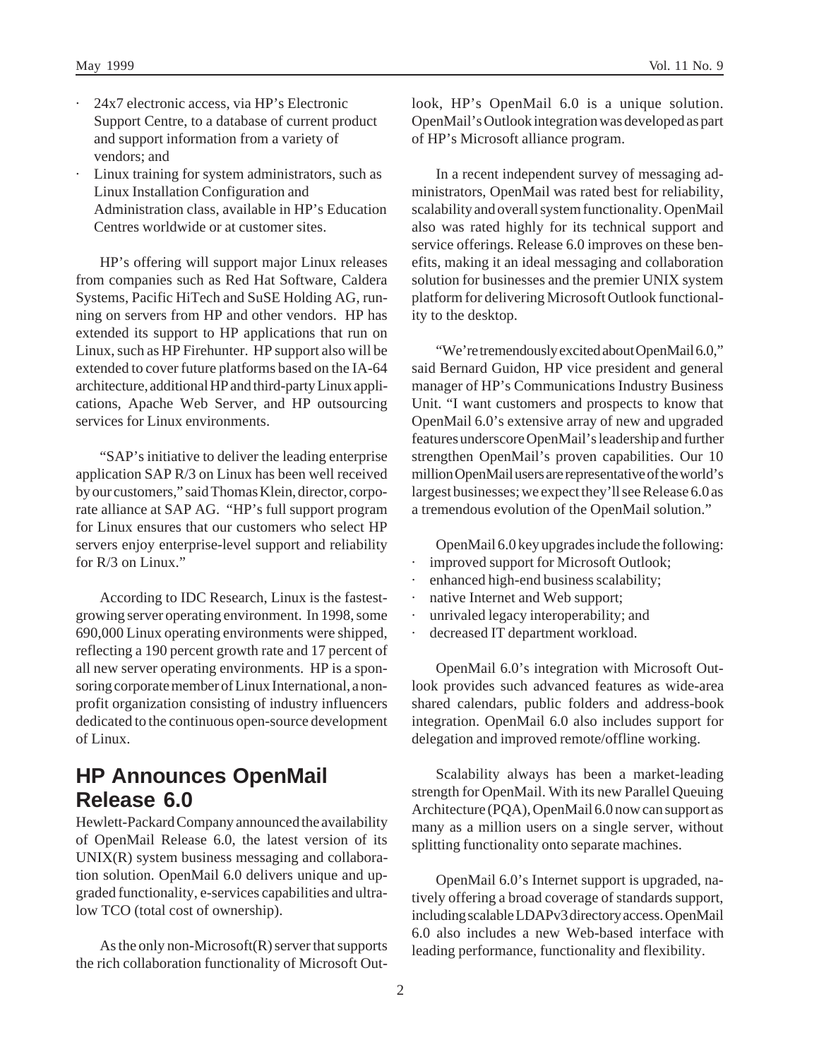- 24x7 electronic access, via HP's Electronic Support Centre, to a database of current product and support information from a variety of vendors; and
- Linux training for system administrators, such as Linux Installation Configuration and Administration class, available in HP's Education Centres worldwide or at customer sites.

HP's offering will support major Linux releases from companies such as Red Hat Software, Caldera Systems, Pacific HiTech and SuSE Holding AG, running on servers from HP and other vendors. HP has extended its support to HP applications that run on Linux, such as HP Firehunter. HP support also will be extended to cover future platforms based on the IA-64 architecture, additional HP and third-party Linux applications, Apache Web Server, and HP outsourcing services for Linux environments.

"SAP's initiative to deliver the leading enterprise application SAP R/3 on Linux has been well received by our customers," said Thomas Klein, director, corporate alliance at SAP AG. "HP's full support program for Linux ensures that our customers who select HP servers enjoy enterprise-level support and reliability for R/3 on Linux."

According to IDC Research, Linux is the fastest-growing server operating environment. In 1998, some 690,000 Linux operating environments were shipped, reflecting a 190 percent growth rate and 17 percent of all new server operating environments. HP is a sponsoring corporate member of Linux International, a non-profit organization consisting of industry influencers dedicated to the continuous open-source development of Linux.

## HP Announces OpenMail Release 6.0

Hewlett-Packard Company announced the availability of OpenMail Release 6.0, the latest version of its UNIX(R) system business messaging and collaboration solution. OpenMail 6.0 delivers unique and upgraded functionality, e-services capabilities and ultra-low TCO (total cost of ownership).

As the only non-Microsoft(R) server that supports the rich collaboration functionality of Microsoft Outlook, HP's OpenMail 6.0 is a unique solution. OpenMail's Outlook integration was developed as part of HP's Microsoft alliance program.

In a recent independent survey of messaging administrators, OpenMail was rated best for reliability, scalability and overall system functionality. OpenMail also was rated highly for its technical support and service offerings. Release 6.0 improves on these benefits, making it an ideal messaging and collaboration solution for businesses and the premier UNIX system platform for delivering Microsoft Outlook functionality to the desktop.

"We're tremendously excited about OpenMail 6.0," said Bernard Guidon, HP vice president and general manager of HP's Communications Industry Business Unit. "I want customers and prospects to know that OpenMail 6.0's extensive array of new and upgraded features underscore OpenMail's leadership and further strengthen OpenMail's proven capabilities. Our 10 million OpenMail users are representative of the world's largest businesses; we expect they'll see Release 6.0 as a tremendous evolution of the OpenMail solution."

OpenMail 6.0 key upgrades include the following:

- improved support for Microsoft Outlook;
- enhanced high-end business scalability;
- native Internet and Web support;
- unrivaled legacy interoperability; and
- decreased IT department workload.

OpenMail 6.0's integration with Microsoft Outlook provides such advanced features as wide-area shared calendars, public folders and address-book integration. OpenMail 6.0 also includes support for delegation and improved remote/offline working.

Scalability always has been a market-leading strength for OpenMail. With its new Parallel Queuing Architecture (PQA), OpenMail 6.0 now can support as many as a million users on a single server, without splitting functionality onto separate machines.

OpenMail 6.0's Internet support is upgraded, natively offering a broad coverage of standards support, including scalable LDAPv3 directory access. OpenMail 6.0 also includes a new Web-based interface with leading performance, functionality and flexibility.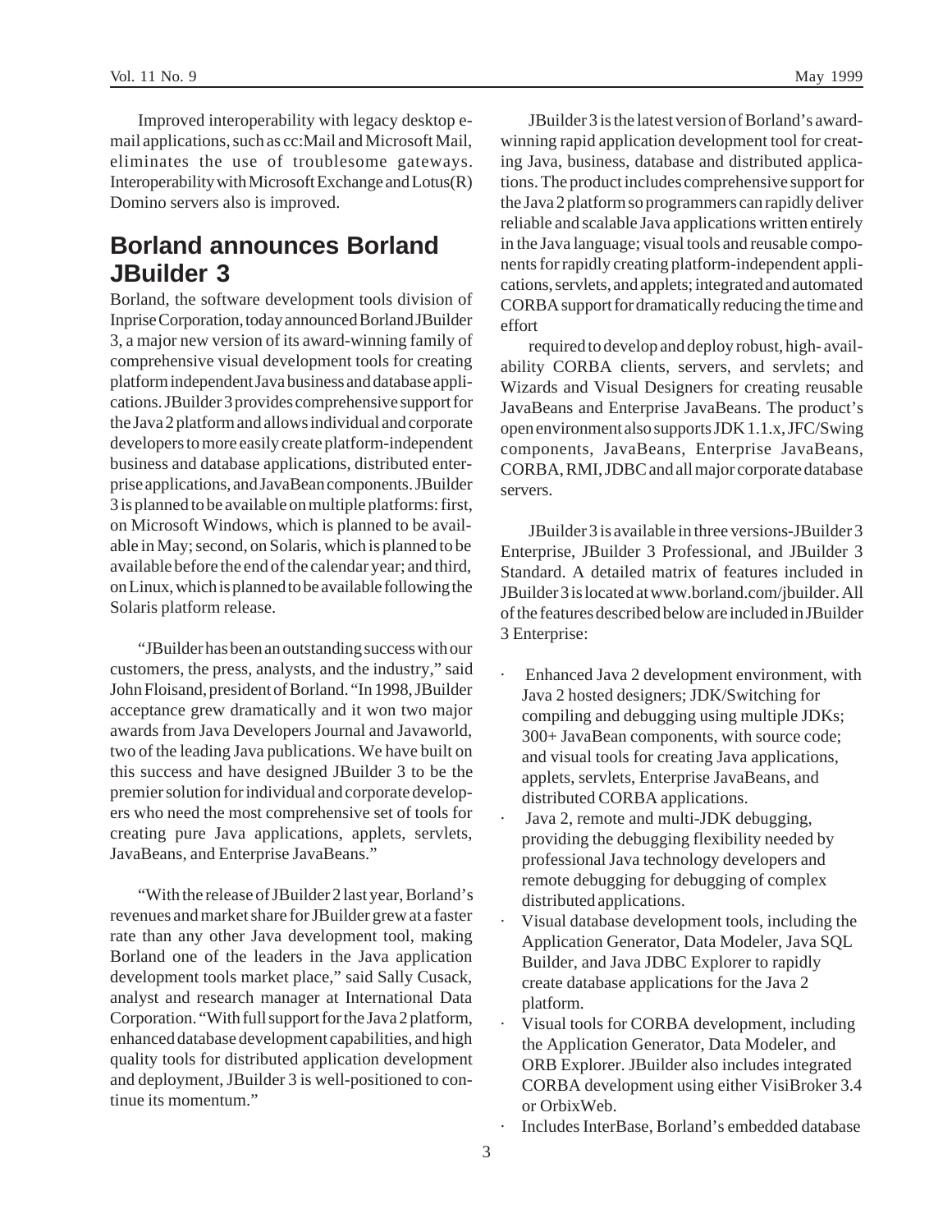Improved interoperability with legacy desktop e-mail applications, such as cc:Mail and Microsoft Mail, eliminates the use of troublesome gateways. Interoperability with Microsoft Exchange and Lotus(R) Domino servers also is improved.

## Borland announces Borland JBuilder 3

Borland, the software development tools division of Inprise Corporation, today announced Borland JBuilder 3, a major new version of its award-winning family of comprehensive visual development tools for creating platform independent Java business and database applications. JBuilder 3 provides comprehensive support for the Java 2 platform and allows individual and corporate developers to more easily create platform-independent business and database applications, distributed enterprise applications, and JavaBean components. JBuilder 3 is planned to be available on multiple platforms: first, on Microsoft Windows, which is planned to be available in May; second, on Solaris, which is planned to be available before the end of the calendar year; and third, on Linux, which is planned to be available following the Solaris platform release.

"JBuilder has been an outstanding success with our customers, the press, analysts, and the industry," said John Floisand, president of Borland. "In 1998, JBuilder acceptance grew dramatically and it won two major awards from Java Developers Journal and Javaworld, two of the leading Java publications. We have built on this success and have designed JBuilder 3 to be the premier solution for individual and corporate developers who need the most comprehensive set of tools for creating pure Java applications, applets, servlets, JavaBeans, and Enterprise JavaBeans."

"With the release of JBuilder 2 last year, Borland's revenues and market share for JBuilder grew at a faster rate than any other Java development tool, making Borland one of the leaders in the Java application development tools market place," said Sally Cusack, analyst and research manager at International Data Corporation. "With full support for the Java 2 platform, enhanced database development capabilities, and high quality tools for distributed application development and deployment, JBuilder 3 is well-positioned to continue its momentum."

JBuilder 3 is the latest version of Borland's award-winning rapid application development tool for creating Java, business, database and distributed applications. The product includes comprehensive support for the Java 2 platform so programmers can rapidly deliver reliable and scalable Java applications written entirely in the Java language; visual tools and reusable components for rapidly creating platform-independent applications, servlets, and applets; integrated and automated CORBA support for dramatically reducing the time and effort

required to develop and deploy robust, high-availability CORBA clients, servers, and servlets; and Wizards and Visual Designers for creating reusable JavaBeans and Enterprise JavaBeans. The product's open environment also supports JDK 1.1.x, JFC/Swing components, JavaBeans, Enterprise JavaBeans, CORBA, RMI, JDBC and all major corporate database servers.

JBuilder 3 is available in three versions-JBuilder 3 Enterprise, JBuilder 3 Professional, and JBuilder 3 Standard. A detailed matrix of features included in JBuilder 3 is located at www.borland.com/jbuilder. All of the features described below are included in JBuilder 3 Enterprise:

- Enhanced Java 2 development environment, with Java 2 hosted designers; JDK/Switching for compiling and debugging using multiple JDKs; 300+ JavaBean components, with source code; and visual tools for creating Java applications, applets, servlets, Enterprise JavaBeans, and distributed CORBA applications.
- Java 2, remote and multi-JDK debugging, providing the debugging flexibility needed by professional Java technology developers and remote debugging for debugging of complex distributed applications.
- Visual database development tools, including the Application Generator, Data Modeler, Java SQL Builder, and Java JDBC Explorer to rapidly create database applications for the Java 2 platform.
- Visual tools for CORBA development, including the Application Generator, Data Modeler, and ORB Explorer. JBuilder also includes integrated CORBA development using either VisiBroker 3.4 or OrbixWeb.
- Includes InterBase, Borland's embedded database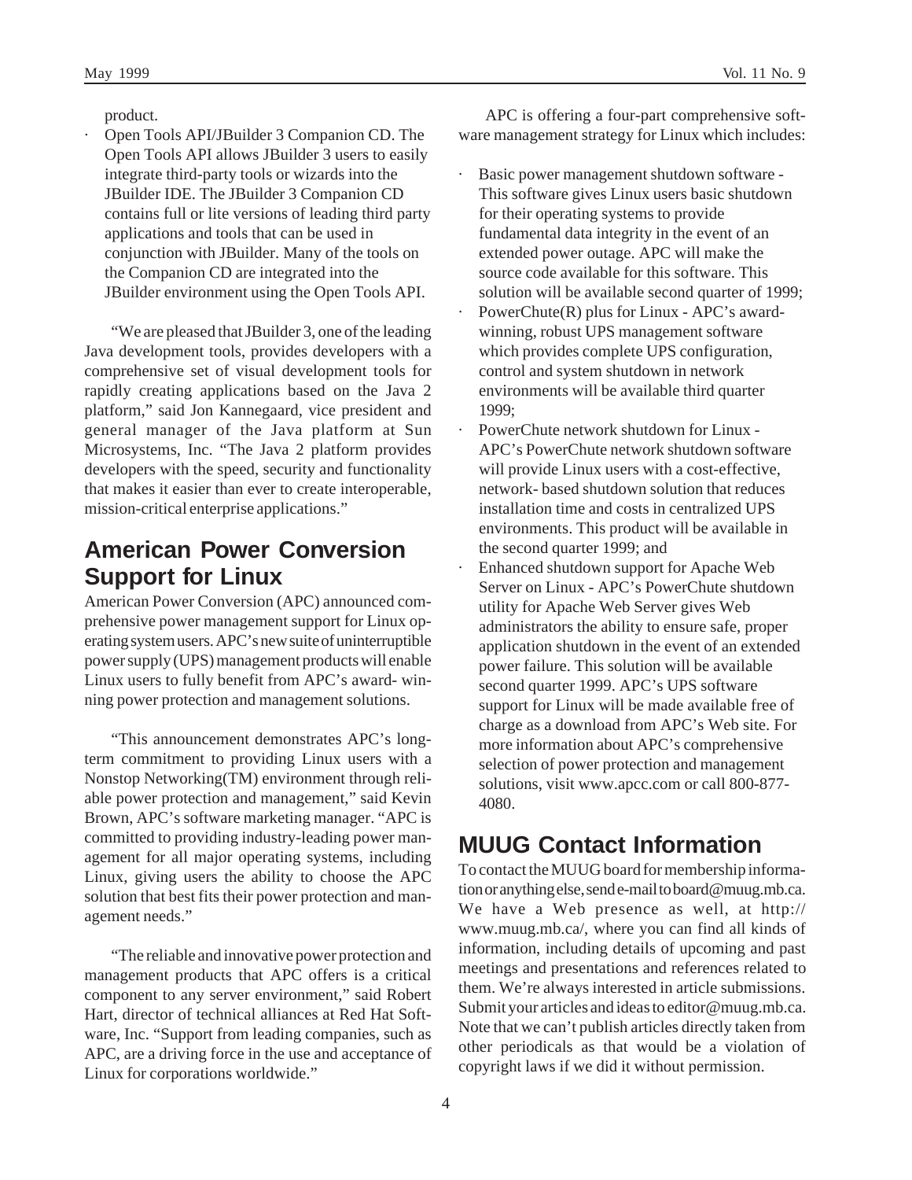product.

- Open Tools API/JBuilder 3 Companion CD. The Open Tools API allows JBuilder 3 users to easily integrate third-party tools or wizards into the JBuilder IDE. The JBuilder 3 Companion CD contains full or lite versions of leading third party applications and tools that can be used in conjunction with JBuilder. Many of the tools on the Companion CD are integrated into the JBuilder environment using the Open Tools API.

"We are pleased that JBuilder 3, one of the leading Java development tools, provides developers with a comprehensive set of visual development tools for rapidly creating applications based on the Java 2 platform," said Jon Kannegaard, vice president and general manager of the Java platform at Sun Microsystems, Inc. "The Java 2 platform provides developers with the speed, security and functionality that makes it easier than ever to create interoperable, mission-critical enterprise applications."

## American Power Conversion Support for Linux

American Power Conversion (APC) announced comprehensive power management support for Linux operating system users. APC's new suite of uninterruptible power supply (UPS) management products will enable Linux users to fully benefit from APC's award- winning power protection and management solutions.

"This announcement demonstrates APC's long-term commitment to providing Linux users with a Nonstop Networking(TM) environment through reliable power protection and management," said Kevin Brown, APC's software marketing manager. "APC is committed to providing industry-leading power management for all major operating systems, including Linux, giving users the ability to choose the APC solution that best fits their power protection and management needs."

"The reliable and innovative power protection and management products that APC offers is a critical component to any server environment," said Robert Hart, director of technical alliances at Red Hat Software, Inc. "Support from leading companies, such as APC, are a driving force in the use and acceptance of Linux for corporations worldwide."

APC is offering a four-part comprehensive software management strategy for Linux which includes:

- Basic power management shutdown software - This software gives Linux users basic shutdown for their operating systems to provide fundamental data integrity in the event of an extended power outage. APC will make the source code available for this software. This solution will be available second quarter of 1999;
- PowerChute(R) plus for Linux - APC's award-winning, robust UPS management software which provides complete UPS configuration, control and system shutdown in network environments will be available third quarter 1999;
- PowerChute network shutdown for Linux - APC's PowerChute network shutdown software will provide Linux users with a cost-effective, network- based shutdown solution that reduces installation time and costs in centralized UPS environments. This product will be available in the second quarter 1999; and
- Enhanced shutdown support for Apache Web Server on Linux - APC's PowerChute shutdown utility for Apache Web Server gives Web administrators the ability to ensure safe, proper application shutdown in the event of an extended power failure. This solution will be available second quarter 1999. APC's UPS software support for Linux will be made available free of charge as a download from APC's Web site. For more information about APC's comprehensive selection of power protection and management solutions, visit www.apcc.com or call 800-877-4080.

## MUUG Contact Information

To contact the MUUG board for membership information or anything else, send e-mail to board@muug.mb.ca. We have a Web presence as well, at http://www.muug.mb.ca/, where you can find all kinds of information, including details of upcoming and past meetings and presentations and references related to them. We're always interested in article submissions. Submit your articles and ideas to editor@muug.mb.ca. Note that we can't publish articles directly taken from other periodicals as that would be a violation of copyright laws if we did it without permission.